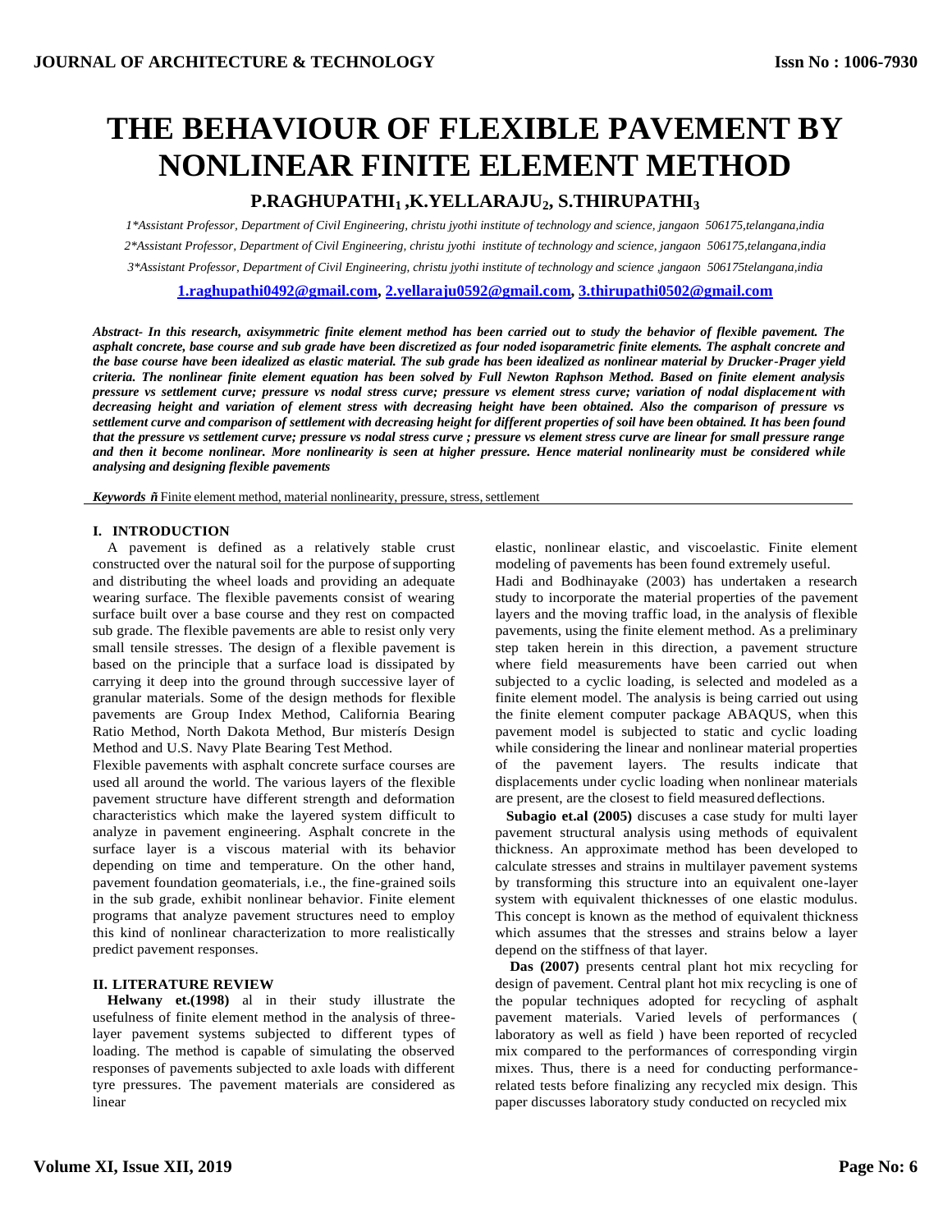# THE BEHAVIOUR OF FLEXIBLE PAVEMENT BY NONLINEAR FINITE ELEMENT METHOD

**P.RAGHUPATHI$_1$ ,K.YELLARAJU$_2$, S.THIRUPATHI$_3$**

*1\*Assistant Professor, Department of Civil Engineering, christu jyothi institute of technology and science, jangaon 506175,telangana,india*

*2\*Assistant Professor, Department of Civil Engineering, christu jyothi institute of technology and science, jangaon 506175,telangana,india*

*3\*Assistant Professor, Department of Civil Engineering, christu jyothi institute of technology and science ,jangaon 506175telangana,india*

1.raghupathi0492@gmail.com, 2.yellaraju0592@gmail.com, 3.thirupathi0502@gmail.com

***Abstract-** In this research, axisymmetric finite element method has been carried out to study the behavior of flexible pavement. The asphalt concrete, base course and sub grade have been discretized as four noded isoparametric finite elements. The asphalt concrete and the base course have been idealized as elastic material. The sub grade has been idealized as nonlinear material by Drucker-Prager yield criteria. The nonlinear finite element equation has been solved by Full Newton Raphson Method. Based on finite element analysis pressure vs settlement curve; pressure vs nodal stress curve; pressure vs element stress curve; variation of nodal displacement with decreasing height and variation of element stress with decreasing height have been obtained. Also the comparison of pressure vs settlement curve and comparison of settlement with decreasing height for different properties of soil have been obtained. It has been found that the pressure vs settlement curve; pressure vs nodal stress curve ; pressure vs element stress curve are linear for small pressure range and then it become nonlinear. More nonlinearity is seen at higher pressure. Hence material nonlinearity must be considered while analysing and designing flexible pavements*

***Keywords ñ*** Finite element method, material nonlinearity, pressure, stress, settlement

## I. INTRODUCTION

A pavement is defined as a relatively stable crust constructed over the natural soil for the purpose of supporting and distributing the wheel loads and providing an adequate wearing surface. The flexible pavements consist of wearing surface built over a base course and they rest on compacted sub grade. The flexible pavements are able to resist only very small tensile stresses. The design of a flexible pavement is based on the principle that a surface load is dissipated by carrying it deep into the ground through successive layer of granular materials. Some of the design methods for flexible pavements are Group Index Method, California Bearing Ratio Method, North Dakota Method, Bur misterís Design Method and U.S. Navy Plate Bearing Test Method.

Flexible pavements with asphalt concrete surface courses are used all around the world. The various layers of the flexible pavement structure have different strength and deformation characteristics which make the layered system difficult to analyze in pavement engineering. Asphalt concrete in the surface layer is a viscous material with its behavior depending on time and temperature. On the other hand, pavement foundation geomaterials, i.e., the fine-grained soils in the sub grade, exhibit nonlinear behavior. Finite element programs that analyze pavement structures need to employ this kind of nonlinear characterization to more realistically predict pavement responses.

## II. LITERATURE REVIEW

**Helwany et.(1998)** al in their study illustrate the usefulness of finite element method in the analysis of three-layer pavement systems subjected to different types of loading. The method is capable of simulating the observed responses of pavements subjected to axle loads with different tyre pressures. The pavement materials are considered as linear elastic, nonlinear elastic, and viscoelastic. Finite element modeling of pavements has been found extremely useful.

Hadi and Bodhinayake (2003) has undertaken a research study to incorporate the material properties of the pavement layers and the moving traffic load, in the analysis of flexible pavements, using the finite element method. As a preliminary step taken herein in this direction, a pavement structure where field measurements have been carried out when subjected to a cyclic loading, is selected and modeled as a finite element model. The analysis is being carried out using the finite element computer package ABAQUS, when this pavement model is subjected to static and cyclic loading while considering the linear and nonlinear material properties of the pavement layers. The results indicate that displacements under cyclic loading when nonlinear materials are present, are the closest to field measured deflections.

**Subagio et.al (2005)** discuses a case study for multi layer pavement structural analysis using methods of equivalent thickness. An approximate method has been developed to calculate stresses and strains in multilayer pavement systems by transforming this structure into an equivalent one-layer system with equivalent thicknesses of one elastic modulus. This concept is known as the method of equivalent thickness which assumes that the stresses and strains below a layer depend on the stiffness of that layer.

**Das (2007)** presents central plant hot mix recycling for design of pavement. Central plant hot mix recycling is one of the popular techniques adopted for recycling of asphalt pavement materials. Varied levels of performances ( laboratory as well as field ) have been reported of recycled mix compared to the performances of corresponding virgin mixes. Thus, there is a need for conducting performance-related tests before finalizing any recycled mix design. This paper discusses laboratory study conducted on recycled mix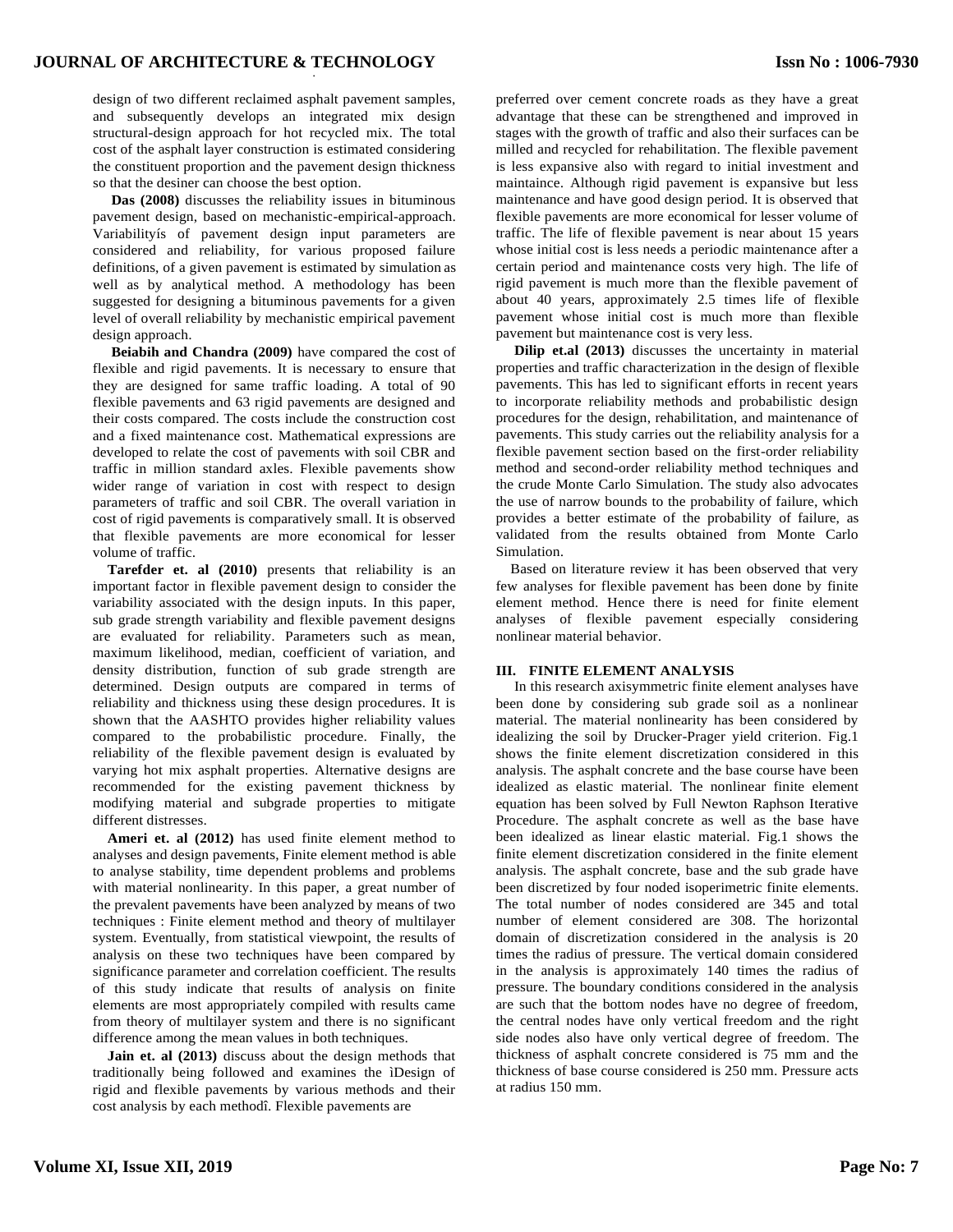design of two different reclaimed asphalt pavement samples, and subsequently develops an integrated mix design structural-design approach for hot recycled mix. The total cost of the asphalt layer construction is estimated considering the constituent proportion and the pavement design thickness so that the desiner can choose the best option.

**Das (2008)** discusses the reliability issues in bituminous pavement design, based on mechanistic-empirical-approach. Variabilityís of pavement design input parameters are considered and reliability, for various proposed failure definitions, of a given pavement is estimated by simulation as well as by analytical method. A methodology has been suggested for designing a bituminous pavements for a given level of overall reliability by mechanistic empirical pavement design approach.

**Beiabih and Chandra (2009)** have compared the cost of flexible and rigid pavements. It is necessary to ensure that they are designed for same traffic loading. A total of 90 flexible pavements and 63 rigid pavements are designed and their costs compared. The costs include the construction cost and a fixed maintenance cost. Mathematical expressions are developed to relate the cost of pavements with soil CBR and traffic in million standard axles. Flexible pavements show wider range of variation in cost with respect to design parameters of traffic and soil CBR. The overall variation in cost of rigid pavements is comparatively small. It is observed that flexible pavements are more economical for lesser volume of traffic.

**Tarefder et. al (2010)** presents that reliability is an important factor in flexible pavement design to consider the variability associated with the design inputs. In this paper, sub grade strength variability and flexible pavement designs are evaluated for reliability. Parameters such as mean, maximum likelihood, median, coefficient of variation, and density distribution, function of sub grade strength are determined. Design outputs are compared in terms of reliability and thickness using these design procedures. It is shown that the AASHTO provides higher reliability values compared to the probabilistic procedure. Finally, the reliability of the flexible pavement design is evaluated by varying hot mix asphalt properties. Alternative designs are recommended for the existing pavement thickness by modifying material and subgrade properties to mitigate different distresses.

**Ameri et. al (2012)** has used finite element method to analyses and design pavements, Finite element method is able to analyse stability, time dependent problems and problems with material nonlinearity. In this paper, a great number of the prevalent pavements have been analyzed by means of two techniques : Finite element method and theory of multilayer system. Eventually, from statistical viewpoint, the results of analysis on these two techniques have been compared by significance parameter and correlation coefficient. The results of this study indicate that results of analysis on finite elements are most appropriately compiled with results came from theory of multilayer system and there is no significant difference among the mean values in both techniques.

**Jain et. al (2013)** discuss about the design methods that traditionally being followed and examines the ìDesign of rigid and flexible pavements by various methods and their cost analysis by each methodî. Flexible pavements are preferred over cement concrete roads as they have a great advantage that these can be strengthened and improved in stages with the growth of traffic and also their surfaces can be milled and recycled for rehabilitation. The flexible pavement is less expansive also with regard to initial investment and maintaince. Although rigid pavement is expansive but less maintenance and have good design period. It is observed that flexible pavements are more economical for lesser volume of traffic. The life of flexible pavement is near about 15 years whose initial cost is less needs a periodic maintenance after a certain period and maintenance costs very high. The life of rigid pavement is much more than the flexible pavement of about 40 years, approximately 2.5 times life of flexible pavement whose initial cost is much more than flexible pavement but maintenance cost is very less.

**Dilip et.al (2013)** discusses the uncertainty in material properties and traffic characterization in the design of flexible pavements. This has led to significant efforts in recent years to incorporate reliability methods and probabilistic design procedures for the design, rehabilitation, and maintenance of pavements. This study carries out the reliability analysis for a flexible pavement section based on the first-order reliability method and second-order reliability method techniques and the crude Monte Carlo Simulation. The study also advocates the use of narrow bounds to the probability of failure, which provides a better estimate of the probability of failure, as validated from the results obtained from Monte Carlo Simulation.

Based on literature review it has been observed that very few analyses for flexible pavement has been done by finite element method. Hence there is need for finite element analyses of flexible pavement especially considering nonlinear material behavior.

## III. FINITE ELEMENT ANALYSIS

In this research axisymmetric finite element analyses have been done by considering sub grade soil as a nonlinear material. The material nonlinearity has been considered by idealizing the soil by Drucker-Prager yield criterion. Fig.1 shows the finite element discretization considered in this analysis. The asphalt concrete and the base course have been idealized as elastic material. The nonlinear finite element equation has been solved by Full Newton Raphson Iterative Procedure. The asphalt concrete as well as the base have been idealized as linear elastic material. Fig.1 shows the finite element discretization considered in the finite element analysis. The asphalt concrete, base and the sub grade have been discretized by four noded isoperimetric finite elements. The total number of nodes considered are 345 and total number of element considered are 308. The horizontal domain of discretization considered in the analysis is 20 times the radius of pressure. The vertical domain considered in the analysis is approximately 140 times the radius of pressure. The boundary conditions considered in the analysis are such that the bottom nodes have no degree of freedom, the central nodes have only vertical freedom and the right side nodes also have only vertical degree of freedom. The thickness of asphalt concrete considered is 75 mm and the thickness of base course considered is 250 mm. Pressure acts at radius 150 mm.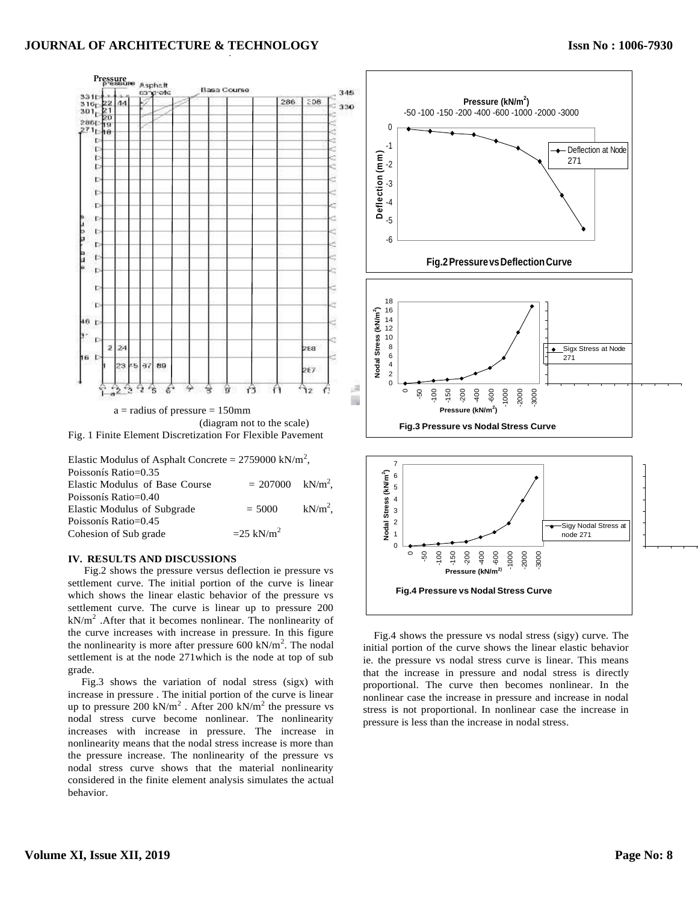a = radius of pressure = 150mm

(diagram not to the scale)

Fig. 1 Finite Element Discretization For Flexible Pavement

Fig.2 Pressure vs Deflection Curve

Fig.3 Pressure vs Nodal Stress Curve

Fig.4 Pressure vs Nodal Stress Curve

Elastic Modulus of Asphalt Concrete = 2759000 kN/m$^2$, Poissonís Ratio=0.35
Elastic Modulus of Base Course = 207000 kN/m$^2$, Poissonís Ratio=0.40
Elastic Modulus of Subgrade = 5000 kN/m$^2$, Poissonís Ratio=0.45
Cohesion of Sub grade =25 kN/m$^2$

### IV. RESULTS AND DISCUSSIONS

Fig.2 shows the pressure versus deflection ie pressure vs settlement curve. The initial portion of the curve is linear which shows the linear elastic behavior of the pressure vs settlement curve. The curve is linear up to pressure 200 kN/m$^2$ .After that it becomes nonlinear. The nonlinearity of the curve increases with increase in pressure. In this figure the nonlinearity is more after pressure 600 kN/m$^2$. The nodal settlement is at the node 271which is the node at top of sub grade.

Fig.3 shows the variation of nodal stress (sigx) with increase in pressure . The initial portion of the curve is linear up to pressure 200 kN/m$^2$ . After 200 kN/m$^2$ the pressure vs nodal stress curve become nonlinear. The nonlinearity increases with increase in pressure. The increase in nonlinearity means that the nodal stress increase is more than the pressure increase. The nonlinearity of the pressure vs nodal stress curve shows that the material nonlinearity considered in the finite element analysis simulates the actual behavior.

Fig.4 shows the pressure vs nodal stress (sigy) curve. The initial portion of the curve shows the linear elastic behavior ie. the pressure vs nodal stress curve is linear. This means that the increase in pressure and nodal stress is directly proportional. The curve then becomes nonlinear. In the nonlinear case the increase in pressure and increase in nodal stress is not proportional. In nonlinear case the increase in pressure is less than the increase in nodal stress.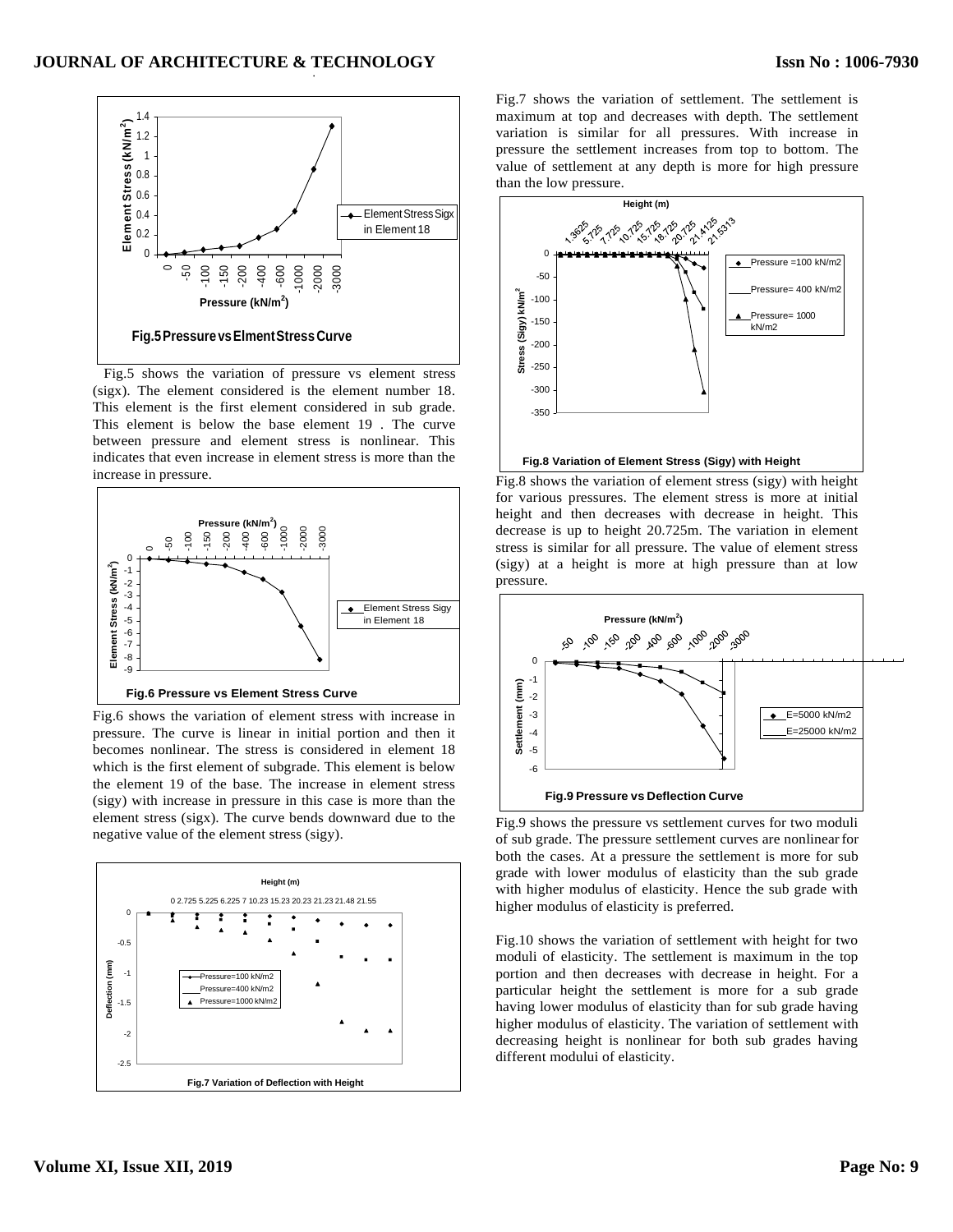Fig.5 Pressure vs Elment Stress Curve

Fig.5 shows the variation of pressure vs element stress (sigx). The element considered is the element number 18. This element is the first element considered in sub grade. This element is below the base element 19 . The curve between pressure and element stress is nonlinear. This indicates that even increase in element stress is more than the increase in pressure.

Fig.6 Pressure vs Element Stress Curve

Fig.6 shows the variation of element stress with increase in pressure. The curve is linear in initial portion and then it becomes nonlinear. The stress is considered in element 18 which is the first element of subgrade. This element is below the element 19 of the base. The increase in element stress (sigy) with increase in pressure in this case is more than the element stress (sigx). The curve bends downward due to the negative value of the element stress (sigy).

Fig.7 Variation of Deflection with Height

Fig.7 shows the variation of settlement. The settlement is maximum at top and decreases with depth. The settlement variation is similar for all pressures. With increase in pressure the settlement increases from top to bottom. The value of settlement at any depth is more for high pressure than the low pressure.

Fig.8 Variation of Element Stress (Sigy) with Height

Fig.8 shows the variation of element stress (sigy) with height for various pressures. The element stress is more at initial height and then decreases with decrease in height. This decrease is up to height 20.725m. The variation in element stress is similar for all pressure. The value of element stress (sigy) at a height is more at high pressure than at low pressure.

Fig.9 Pressure vs Deflection Curve

Fig.9 shows the pressure vs settlement curves for two moduli of sub grade. The pressure settlement curves are nonlinear for both the cases. At a pressure the settlement is more for sub grade with lower modulus of elasticity than the sub grade with higher modulus of elasticity. Hence the sub grade with higher modulus of elasticity is preferred.

Fig.10 shows the variation of settlement with height for two moduli of elasticity. The settlement is maximum in the top portion and then decreases with decrease in height. For a particular height the settlement is more for a sub grade having lower modulus of elasticity than for sub grade having higher modulus of elasticity. The variation of settlement with decreasing height is nonlinear for both sub grades having different modului of elasticity.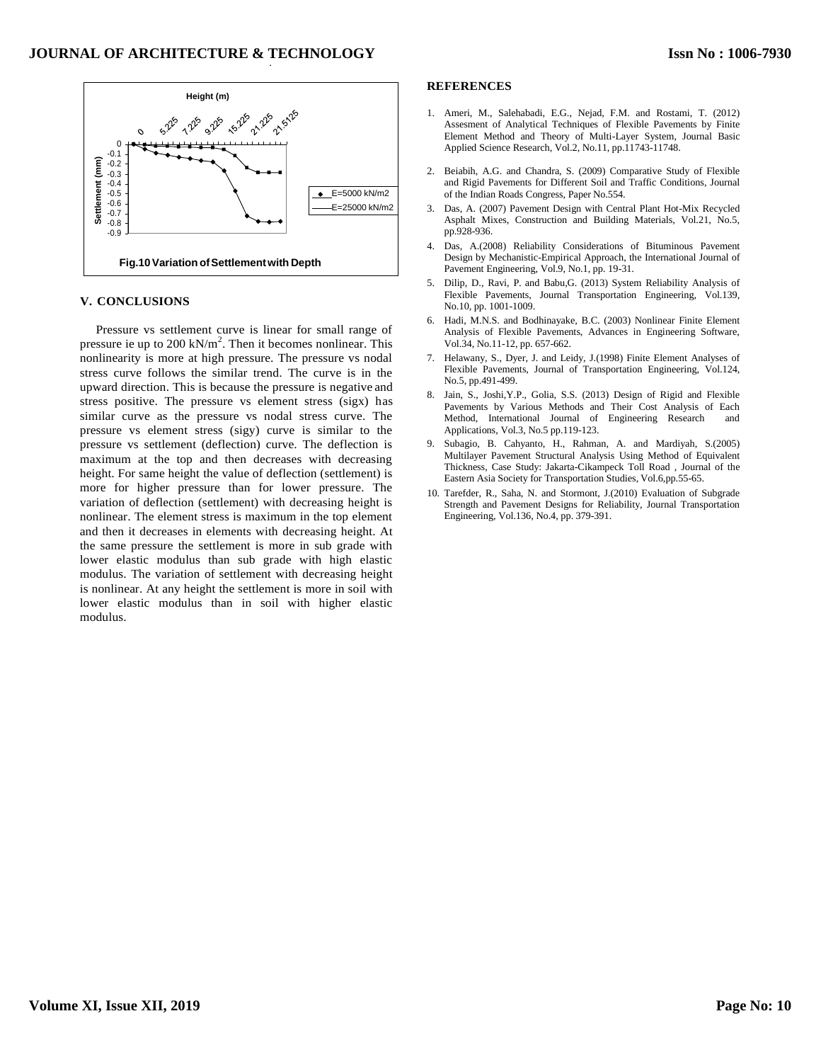Height (m)

0 5.225 7.225 9.225 15.225 21.225 21.5125

Settlement (mm)

0
-0.1
-0.2
-0.3
-0.4
-0.5
-0.6
-0.7
-0.8
-0.9

E=5000 kN/m2
E=25000 kN/m2

**Fig.10 Variation of Settlement with Depth**

## V. CONCLUSIONS

Pressure vs settlement curve is linear for small range of pressure ie up to 200 $kN/m^2$. Then it becomes nonlinear. This nonlinearity is more at high pressure. The pressure vs nodal stress curve follows the similar trend. The curve is in the upward direction. This is because the pressure is negative and stress positive. The pressure vs element stress (sigx) has similar curve as the pressure vs nodal stress curve. The pressure vs element stress (sigy) curve is similar to the pressure vs settlement (deflection) curve. The deflection is maximum at the top and then decreases with decreasing height. For same height the value of deflection (settlement) is more for higher pressure than for lower pressure. The variation of deflection (settlement) with decreasing height is nonlinear. The element stress is maximum in the top element and then it decreases in elements with decreasing height. At the same pressure the settlement is more in sub grade with lower elastic modulus than sub grade with high elastic modulus. The variation of settlement with decreasing height is nonlinear. At any height the settlement is more in soil with lower elastic modulus than in soil with higher elastic modulus.

## REFERENCES

1. Ameri, M., Salehabadi, E.G., Nejad, F.M. and Rostami, T. (2012) Assesment of Analytical Techniques of Flexible Pavements by Finite Element Method and Theory of Multi-Layer System, Journal Basic Applied Science Research, Vol.2, No.11, pp.11743-11748.
2. Beiabih, A.G. and Chandra, S. (2009) Comparative Study of Flexible and Rigid Pavements for Different Soil and Traffic Conditions, Journal of the Indian Roads Congress, Paper No.554.
3. Das, A. (2007) Pavement Design with Central Plant Hot-Mix Recycled Asphalt Mixes, Construction and Building Materials, Vol.21, No.5, pp.928-936.
4. Das, A.(2008) Reliability Considerations of Bituminous Pavement Design by Mechanistic-Empirical Approach, the International Journal of Pavement Engineering, Vol.9, No.1, pp. 19-31.
5. Dilip, D., Ravi, P. and Babu,G. (2013) System Reliability Analysis of Flexible Pavements, Journal Transportation Engineering, Vol.139, No.10, pp. 1001-1009.
6. Hadi, M.N.S. and Bodhinayake, B.C. (2003) Nonlinear Finite Element Analysis of Flexible Pavements, Advances in Engineering Software, Vol.34, No.11-12, pp. 657-662.
7. Helawany, S., Dyer, J. and Leidy, J.(1998) Finite Element Analyses of Flexible Pavements, Journal of Transportation Engineering, Vol.124, No.5, pp.491-499.
8. Jain, S., Joshi,Y.P., Golia, S.S. (2013) Design of Rigid and Flexible Pavements by Various Methods and Their Cost Analysis of Each Method, International Journal of Engineering Research and Applications, Vol.3, No.5 pp.119-123.
9. Subagio, B. Cahyanto, H., Rahman, A. and Mardiyah, S.(2005) Multilayer Pavement Structural Analysis Using Method of Equivalent Thickness, Case Study: Jakarta-Cikampeck Toll Road , Journal of the Eastern Asia Society for Transportation Studies, Vol.6,pp.55-65.
10. Tarefder, R., Saha, N. and Stormont, J.(2010) Evaluation of Subgrade Strength and Pavement Designs for Reliability, Journal Transportation Engineering, Vol.136, No.4, pp. 379-391.